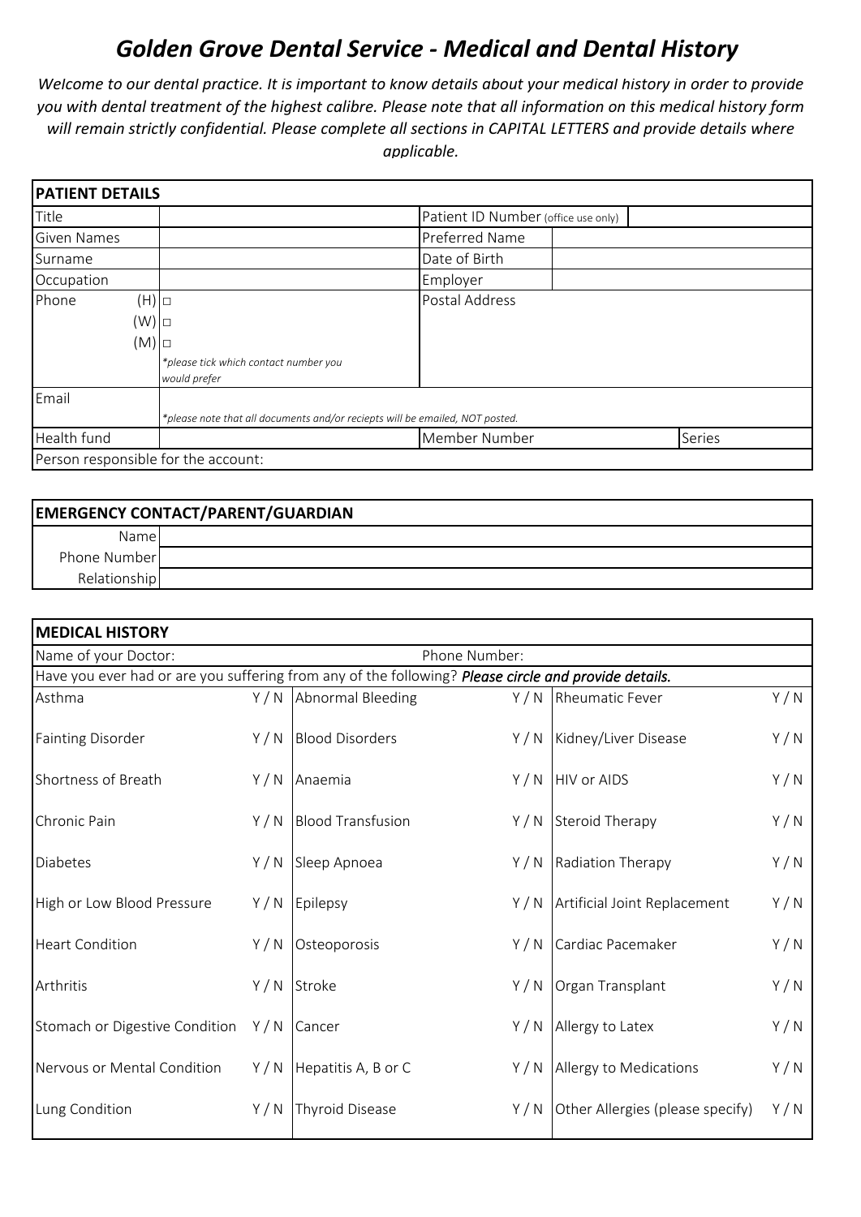# Golden Grove Dental Service - Medical and Dental History

*Welcome to our dental practice. It is important to know details about your medical history in order to provide you with dental treatment of the highest calibre. Please note that all information on this medical history form will remain strictly confidential. Please complete all sections in CAPITAL LETTERS and provide details where applicable.*

| **PATIENT DETAILS** | | | | | |
|---|---|---|---|---|---|
| Title | | Patient ID Number (office use only) | | | |
| Given Names | | Preferred Name | | | |
| Surname | | Date of Birth | | | |
| Occupation | | Employer | | | |
| Phone (H) | □ | Postal Address | | | |
| (W) | □ | | | | |
| (M) | □ | | | | |
| | *\*please tick which contact number you would prefer* | | | | |
| Email | *\*please note that all documents and/or reciepts will be emailed, NOT posted.* | | | | |
| Health fund | | Member Number | | Series | |
| Person responsible for the account: | | | | | |

| **EMERGENCY CONTACT/PARENT/GUARDIAN** | |
|---|---|
| Name | |
| Phone Number | |
| Relationship | |

| **MEDICAL HISTORY** | | | | | |
|---|---|---|---|---|---|
| Name of your Doctor: | | | Phone Number: | | |
| Have you ever had or are you suffering from any of the following? ***Please circle and provide details.*** | | | | | |
| Asthma | Y / N | Abnormal Bleeding | Y / N | Rheumatic Fever | Y / N |
| Fainting Disorder | Y / N | Blood Disorders | Y / N | Kidney/Liver Disease | Y / N |
| Shortness of Breath | Y / N | Anaemia | Y / N | HIV or AIDS | Y / N |
| Chronic Pain | Y / N | Blood Transfusion | Y / N | Steroid Therapy | Y / N |
| Diabetes | Y / N | Sleep Apnoea | Y / N | Radiation Therapy | Y / N |
| High or Low Blood Pressure | Y / N | Epilepsy | Y / N | Artificial Joint Replacement | Y / N |
| Heart Condition | Y / N | Osteoporosis | Y / N | Cardiac Pacemaker | Y / N |
| Arthritis | Y / N | Stroke | Y / N | Organ Transplant | Y / N |
| Stomach or Digestive Condition | Y / N | Cancer | Y / N | Allergy to Latex | Y / N |
| Nervous or Mental Condition | Y / N | Hepatitis A, B or C | Y / N | Allergy to Medications | Y / N |
| Lung Condition | Y / N | Thyroid Disease | Y / N | Other Allergies (please specify) | Y / N |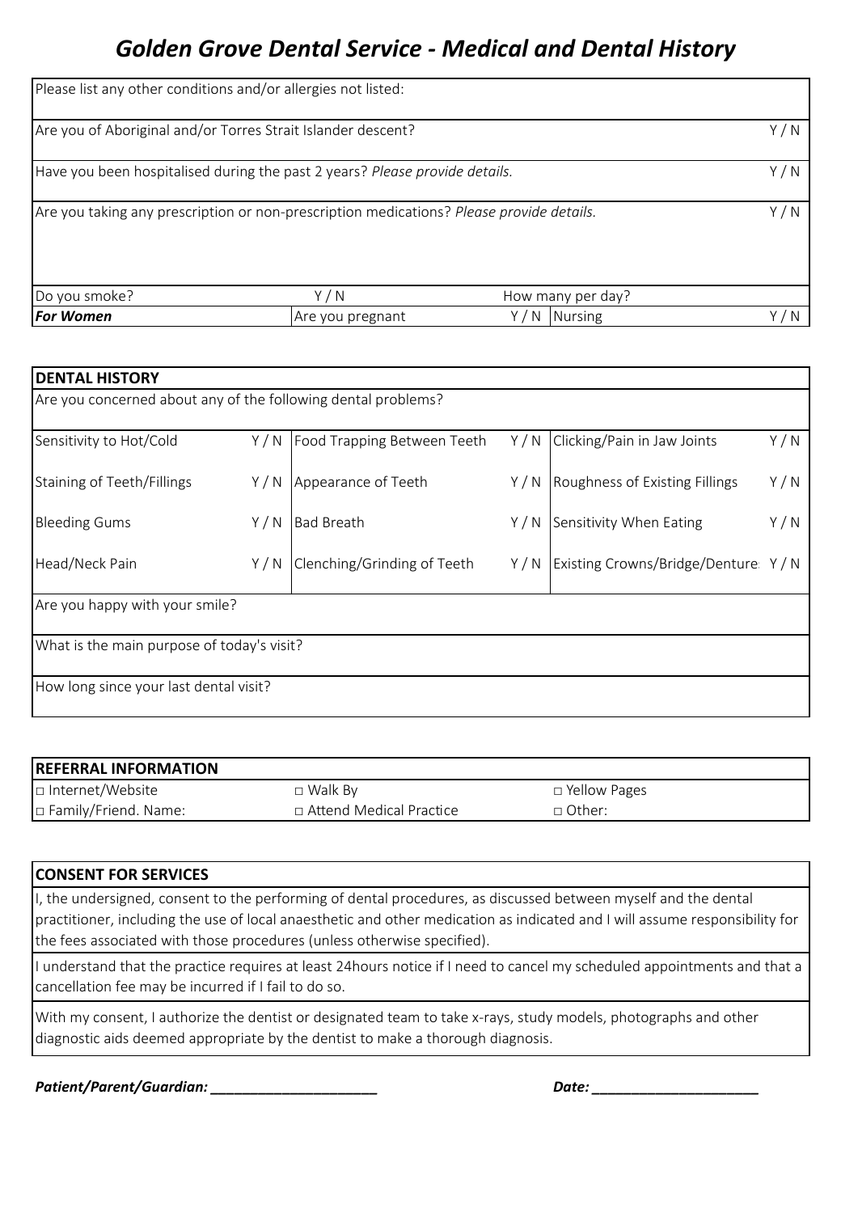# Golden Grove Dental Service - Medical and Dental History

| | | | |
|---|---|---|---|
| Please list any other conditions and/or allergies not listed: | | | |
| Are you of Aboriginal and/or Torres Strait Islander descent? | | | Y / N |
| Have you been hospitalised during the past 2 years? *Please provide details.* | | | Y / N |
| Are you taking any prescription or non-prescription medications? *Please provide details.* | | | Y / N |
| Do you smoke? | Y / N | How many per day? | |
| ***For Women*** | Are you pregnant Y / N | Nursing | Y / N |

| **DENTAL HISTORY** | | | | | |
|---|---|---|---|---|---|
| Are you concerned about any of the following dental problems? | | | | | |
| Sensitivity to Hot/Cold | Y / N | Food Trapping Between Teeth | Y / N | Clicking/Pain in Jaw Joints | Y / N |
| Staining of Teeth/Fillings | Y / N | Appearance of Teeth | Y / N | Roughness of Existing Fillings | Y / N |
| Bleeding Gums | Y / N | Bad Breath | Y / N | Sensitivity When Eating | Y / N |
| Head/Neck Pain | Y / N | Clenching/Grinding of Teeth | Y / N | Existing Crowns/Bridge/Denture | Y / N |
| Are you happy with your smile? | | | | | |
| What is the main purpose of today's visit? | | | | | |
| How long since your last dental visit? | | | | | |

| **REFERRAL INFORMATION** | | |
|---|---|---|
| □ Internet/Website | □ Walk By | □ Yellow Pages |
| □ Family/Friend. Name: | □ Attend Medical Practice | □ Other: |

| **CONSENT FOR SERVICES** |
|---|
| I, the undersigned, consent to the performing of dental procedures, as discussed between myself and the dental practitioner, including the use of local anaesthetic and other medication as indicated and I will assume responsibility for the fees associated with those procedures (unless otherwise specified). |
| I understand that the practice requires at least 24hours notice if I need to cancel my scheduled appointments and that a cancellation fee may be incurred if I fail to do so. |
| With my consent, I authorize the dentist or designated team to take x-rays, study models, photographs and other diagnostic aids deemed appropriate by the dentist to make a thorough diagnosis. |

***Patient/Parent/Guardian: ______________________*** ***Date: ______________________***